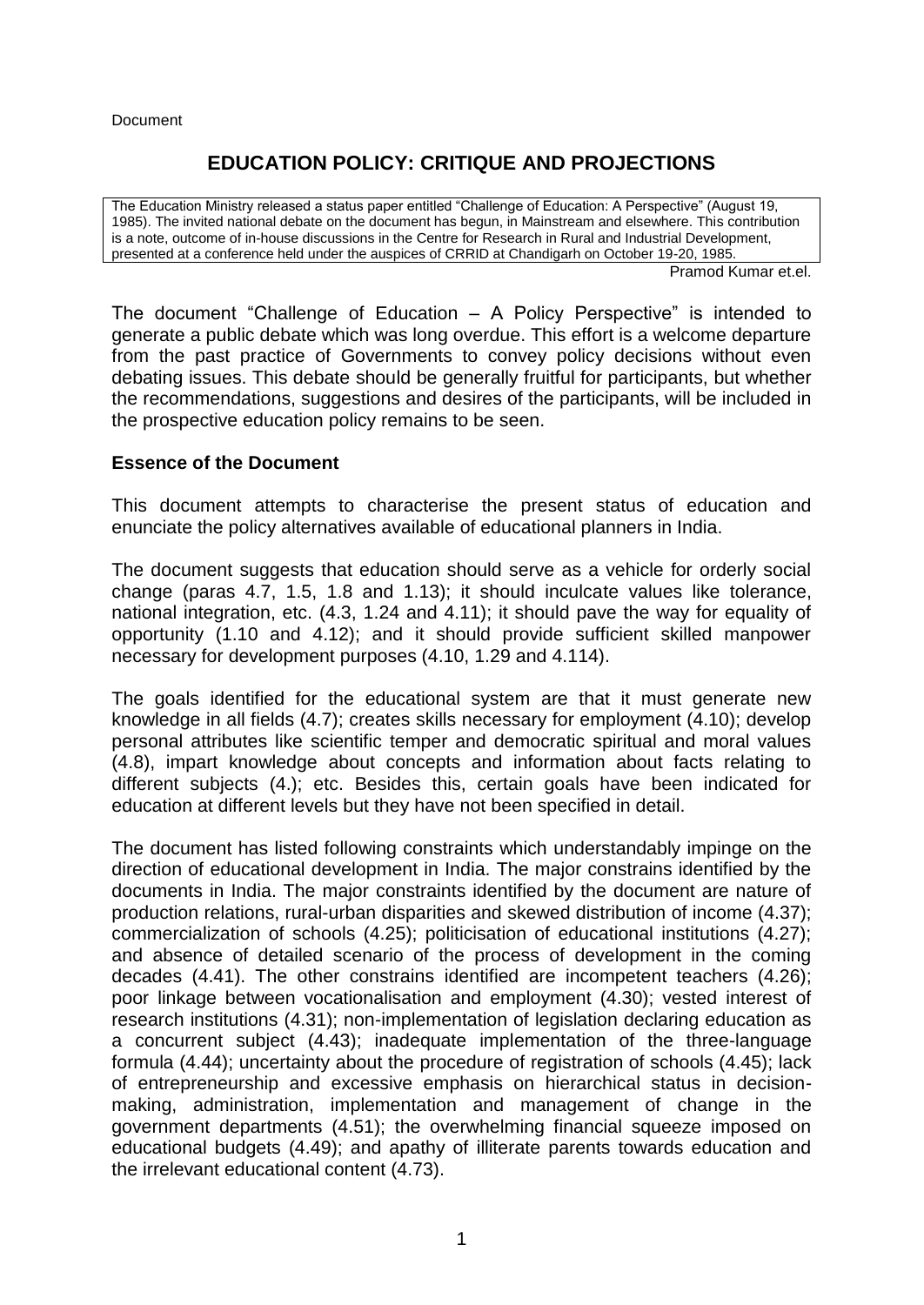Document

# EDUCATION POLICY: CRITIQUE AND PROJECTIONS

The Education Ministry released a status paper entitled "Challenge of Education: A Perspective" (August 19, 1985). The invited national debate on the document has begun, in Mainstream and elsewhere. This contribution is a note, outcome of in-house discussions in the Centre for Research in Rural and Industrial Development, presented at a conference held under the auspices of CRRID at Chandigarh on October 19-20, 1985.

Pramod Kumar et.el.

The document "Challenge of Education – A Policy Perspective" is intended to generate a public debate which was long overdue. This effort is a welcome departure from the past practice of Governments to convey policy decisions without even debating issues. This debate should be generally fruitful for participants, but whether the recommendations, suggestions and desires of the participants, will be included in the prospective education policy remains to be seen.

**Essence of the Document**

This document attempts to characterise the present status of education and enunciate the policy alternatives available of educational planners in India.

The document suggests that education should serve as a vehicle for orderly social change (paras 4.7, 1.5, 1.8 and 1.13); it should inculcate values like tolerance, national integration, etc. (4.3, 1.24 and 4.11); it should pave the way for equality of opportunity (1.10 and 4.12); and it should provide sufficient skilled manpower necessary for development purposes (4.10, 1.29 and 4.114).

The goals identified for the educational system are that it must generate new knowledge in all fields (4.7); creates skills necessary for employment (4.10); develop personal attributes like scientific temper and democratic spiritual and moral values (4.8), impart knowledge about concepts and information about facts relating to different subjects (4.); etc. Besides this, certain goals have been indicated for education at different levels but they have not been specified in detail.

The document has listed following constraints which understandably impinge on the direction of educational development in India. The major constrains identified by the documents in India. The major constraints identified by the document are nature of production relations, rural-urban disparities and skewed distribution of income (4.37); commercialization of schools (4.25); politicisation of educational institutions (4.27); and absence of detailed scenario of the process of development in the coming decades (4.41). The other constrains identified are incompetent teachers (4.26); poor linkage between vocationalisation and employment (4.30); vested interest of research institutions (4.31); non-implementation of legislation declaring education as a concurrent subject (4.43); inadequate implementation of the three-language formula (4.44); uncertainty about the procedure of registration of schools (4.45); lack of entrepreneurship and excessive emphasis on hierarchical status in decision-making, administration, implementation and management of change in the government departments (4.51); the overwhelming financial squeeze imposed on educational budgets (4.49); and apathy of illiterate parents towards education and the irrelevant educational content (4.73).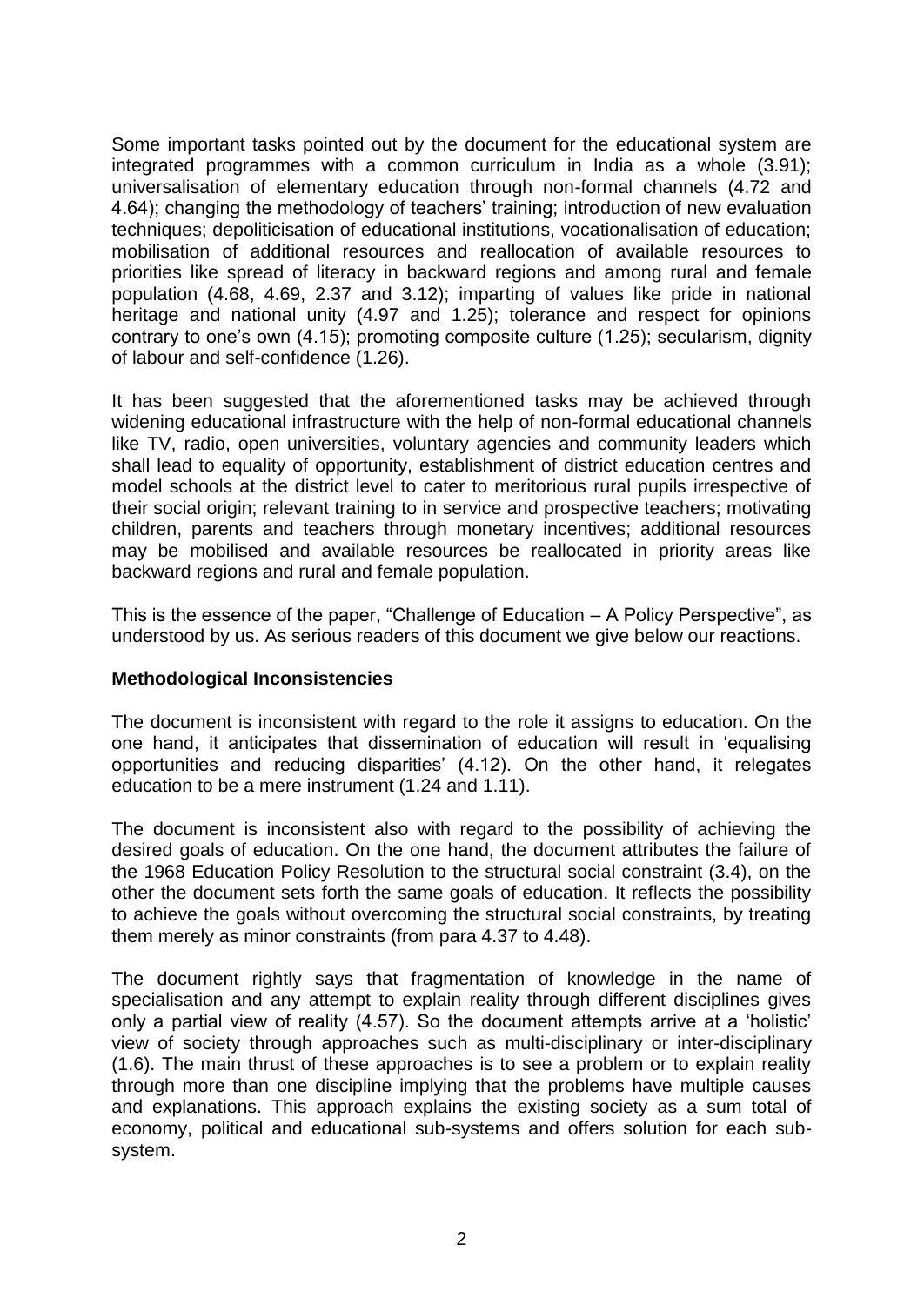Some important tasks pointed out by the document for the educational system are integrated programmes with a common curriculum in India as a whole (3.91); universalisation of elementary education through non-formal channels (4.72 and 4.64); changing the methodology of teachers' training; introduction of new evaluation techniques; depoliticisation of educational institutions, vocationalisation of education; mobilisation of additional resources and reallocation of available resources to priorities like spread of literacy in backward regions and among rural and female population (4.68, 4.69, 2.37 and 3.12); imparting of values like pride in national heritage and national unity (4.97 and 1.25); tolerance and respect for opinions contrary to one's own (4.15); promoting composite culture (1.25); secularism, dignity of labour and self-confidence (1.26).

It has been suggested that the aforementioned tasks may be achieved through widening educational infrastructure with the help of non-formal educational channels like TV, radio, open universities, voluntary agencies and community leaders which shall lead to equality of opportunity, establishment of district education centres and model schools at the district level to cater to meritorious rural pupils irrespective of their social origin; relevant training to in service and prospective teachers; motivating children, parents and teachers through monetary incentives; additional resources may be mobilised and available resources be reallocated in priority areas like backward regions and rural and female population.

This is the essence of the paper, "Challenge of Education – A Policy Perspective", as understood by us. As serious readers of this document we give below our reactions.

**Methodological Inconsistencies**

The document is inconsistent with regard to the role it assigns to education. On the one hand, it anticipates that dissemination of education will result in 'equalising opportunities and reducing disparities' (4.12). On the other hand, it relegates education to be a mere instrument (1.24 and 1.11).

The document is inconsistent also with regard to the possibility of achieving the desired goals of education. On the one hand, the document attributes the failure of the 1968 Education Policy Resolution to the structural social constraint (3.4), on the other the document sets forth the same goals of education. It reflects the possibility to achieve the goals without overcoming the structural social constraints, by treating them merely as minor constraints (from para 4.37 to 4.48).

The document rightly says that fragmentation of knowledge in the name of specialisation and any attempt to explain reality through different disciplines gives only a partial view of reality (4.57). So the document attempts arrive at a 'holistic' view of society through approaches such as multi-disciplinary or inter-disciplinary (1.6). The main thrust of these approaches is to see a problem or to explain reality through more than one discipline implying that the problems have multiple causes and explanations. This approach explains the existing society as a sum total of economy, political and educational sub-systems and offers solution for each sub-system.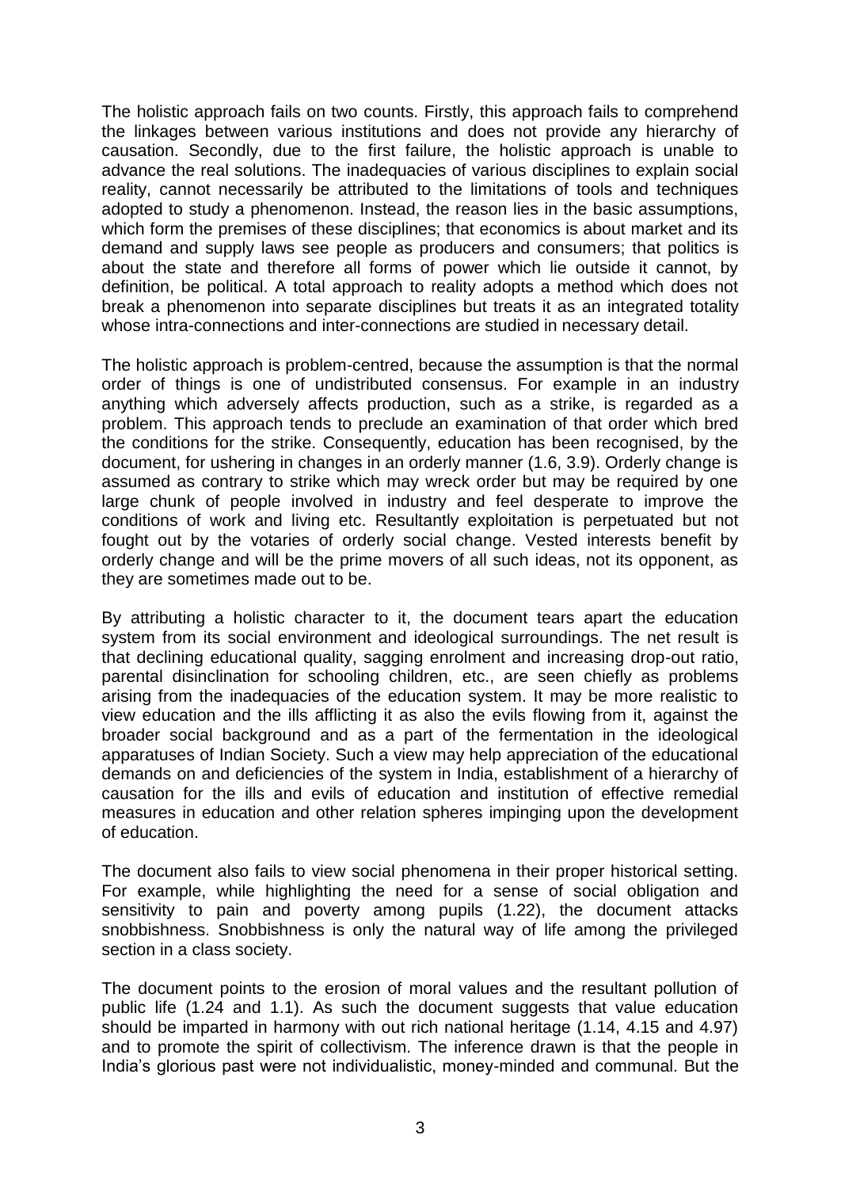The holistic approach fails on two counts. Firstly, this approach fails to comprehend the linkages between various institutions and does not provide any hierarchy of causation. Secondly, due to the first failure, the holistic approach is unable to advance the real solutions. The inadequacies of various disciplines to explain social reality, cannot necessarily be attributed to the limitations of tools and techniques adopted to study a phenomenon. Instead, the reason lies in the basic assumptions, which form the premises of these disciplines; that economics is about market and its demand and supply laws see people as producers and consumers; that politics is about the state and therefore all forms of power which lie outside it cannot, by definition, be political. A total approach to reality adopts a method which does not break a phenomenon into separate disciplines but treats it as an integrated totality whose intra-connections and inter-connections are studied in necessary detail.

The holistic approach is problem-centred, because the assumption is that the normal order of things is one of undistributed consensus. For example in an industry anything which adversely affects production, such as a strike, is regarded as a problem. This approach tends to preclude an examination of that order which bred the conditions for the strike. Consequently, education has been recognised, by the document, for ushering in changes in an orderly manner (1.6, 3.9). Orderly change is assumed as contrary to strike which may wreck order but may be required by one large chunk of people involved in industry and feel desperate to improve the conditions of work and living etc. Resultantly exploitation is perpetuated but not fought out by the votaries of orderly social change. Vested interests benefit by orderly change and will be the prime movers of all such ideas, not its opponent, as they are sometimes made out to be.

By attributing a holistic character to it, the document tears apart the education system from its social environment and ideological surroundings. The net result is that declining educational quality, sagging enrolment and increasing drop-out ratio, parental disinclination for schooling children, etc., are seen chiefly as problems arising from the inadequacies of the education system. It may be more realistic to view education and the ills afflicting it as also the evils flowing from it, against the broader social background and as a part of the fermentation in the ideological apparatuses of Indian Society. Such a view may help appreciation of the educational demands on and deficiencies of the system in India, establishment of a hierarchy of causation for the ills and evils of education and institution of effective remedial measures in education and other relation spheres impinging upon the development of education.

The document also fails to view social phenomena in their proper historical setting. For example, while highlighting the need for a sense of social obligation and sensitivity to pain and poverty among pupils (1.22), the document attacks snobbishness. Snobbishness is only the natural way of life among the privileged section in a class society.

The document points to the erosion of moral values and the resultant pollution of public life (1.24 and 1.1). As such the document suggests that value education should be imparted in harmony with out rich national heritage (1.14, 4.15 and 4.97) and to promote the spirit of collectivism. The inference drawn is that the people in India's glorious past were not individualistic, money-minded and communal. But the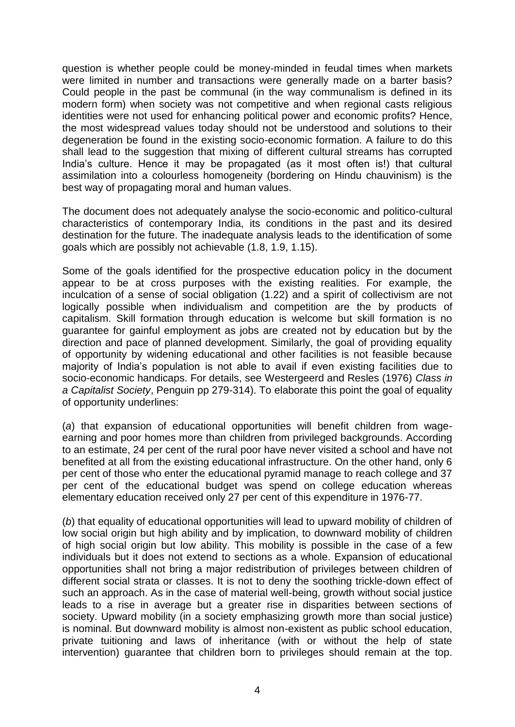question is whether people could be money-minded in feudal times when markets were limited in number and transactions were generally made on a barter basis? Could people in the past be communal (in the way communalism is defined in its modern form) when society was not competitive and when regional casts religious identities were not used for enhancing political power and economic profits? Hence, the most widespread values today should not be understood and solutions to their degeneration be found in the existing socio-economic formation. A failure to do this shall lead to the suggestion that mixing of different cultural streams has corrupted India's culture. Hence it may be propagated (as it most often is!) that cultural assimilation into a colourless homogeneity (bordering on Hindu chauvinism) is the best way of propagating moral and human values.

The document does not adequately analyse the socio-economic and politico-cultural characteristics of contemporary India, its conditions in the past and its desired destination for the future. The inadequate analysis leads to the identification of some goals which are possibly not achievable (1.8, 1.9, 1.15).

Some of the goals identified for the prospective education policy in the document appear to be at cross purposes with the existing realities. For example, the inculcation of a sense of social obligation (1.22) and a spirit of collectivism are not logically possible when individualism and competition are the by products of capitalism. Skill formation through education is welcome but skill formation is no guarantee for gainful employment as jobs are created not by education but by the direction and pace of planned development. Similarly, the goal of providing equality of opportunity by widening educational and other facilities is not feasible because majority of India's population is not able to avail if even existing facilities due to socio-economic handicaps. For details, see Westergeerd and Resles (1976) *Class in a Capitalist Society*, Penguin pp 279-314). To elaborate this point the goal of equality of opportunity underlines:

(*a*) that expansion of educational opportunities will benefit children from wage-earning and poor homes more than children from privileged backgrounds. According to an estimate, 24 per cent of the rural poor have never visited a school and have not benefited at all from the existing educational infrastructure. On the other hand, only 6 per cent of those who enter the educational pyramid manage to reach college and 37 per cent of the educational budget was spend on college education whereas elementary education received only 27 per cent of this expenditure in 1976-77.

(*b*) that equality of educational opportunities will lead to upward mobility of children of low social origin but high ability and by implication, to downward mobility of children of high social origin but low ability. This mobility is possible in the case of a few individuals but it does not extend to sections as a whole. Expansion of educational opportunities shall not bring a major redistribution of privileges between children of different social strata or classes. It is not to deny the soothing trickle-down effect of such an approach. As in the case of material well-being, growth without social justice leads to a rise in average but a greater rise in disparities between sections of society. Upward mobility (in a society emphasizing growth more than social justice) is nominal. But downward mobility is almost non-existent as public school education, private tuitioning and laws of inheritance (with or without the help of state intervention) guarantee that children born to privileges should remain at the top.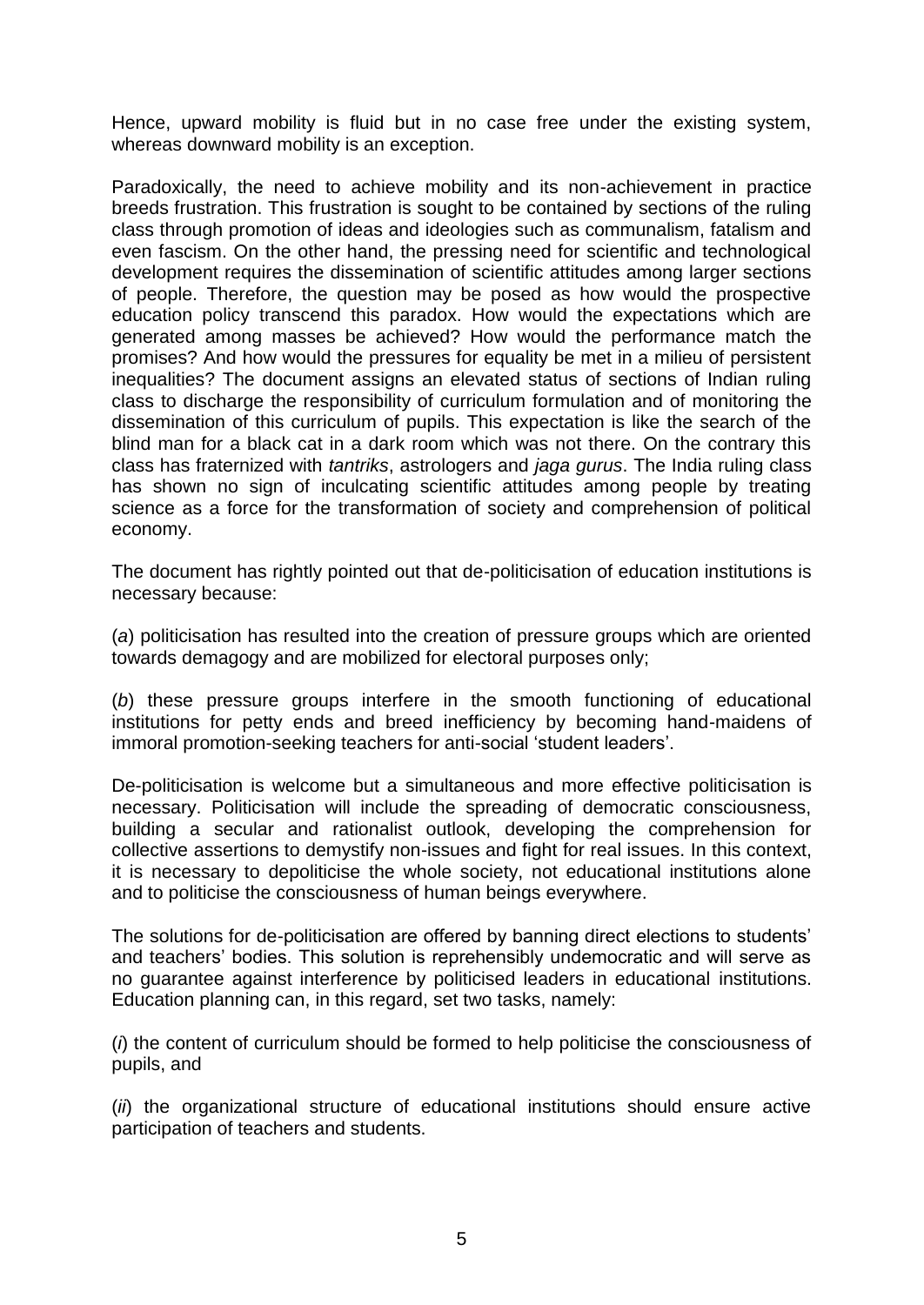Hence, upward mobility is fluid but in no case free under the existing system, whereas downward mobility is an exception.

Paradoxically, the need to achieve mobility and its non-achievement in practice breeds frustration. This frustration is sought to be contained by sections of the ruling class through promotion of ideas and ideologies such as communalism, fatalism and even fascism. On the other hand, the pressing need for scientific and technological development requires the dissemination of scientific attitudes among larger sections of people. Therefore, the question may be posed as how would the prospective education policy transcend this paradox. How would the expectations which are generated among masses be achieved? How would the performance match the promises? And how would the pressures for equality be met in a milieu of persistent inequalities? The document assigns an elevated status of sections of Indian ruling class to discharge the responsibility of curriculum formulation and of monitoring the dissemination of this curriculum of pupils. This expectation is like the search of the blind man for a black cat in a dark room which was not there. On the contrary this class has fraternized with *tantriks*, astrologers and *jaga gurus*. The India ruling class has shown no sign of inculcating scientific attitudes among people by treating science as a force for the transformation of society and comprehension of political economy.

The document has rightly pointed out that de-politicisation of education institutions is necessary because:

(*a*) politicisation has resulted into the creation of pressure groups which are oriented towards demagogy and are mobilized for electoral purposes only;

(*b*) these pressure groups interfere in the smooth functioning of educational institutions for petty ends and breed inefficiency by becoming hand-maidens of immoral promotion-seeking teachers for anti-social 'student leaders'.

De-politicisation is welcome but a simultaneous and more effective politicisation is necessary. Politicisation will include the spreading of democratic consciousness, building a secular and rationalist outlook, developing the comprehension for collective assertions to demystify non-issues and fight for real issues. In this context, it is necessary to depoliticise the whole society, not educational institutions alone and to politicise the consciousness of human beings everywhere.

The solutions for de-politicisation are offered by banning direct elections to students' and teachers' bodies. This solution is reprehensibly undemocratic and will serve as no guarantee against interference by politicised leaders in educational institutions. Education planning can, in this regard, set two tasks, namely:

(*i*) the content of curriculum should be formed to help politicise the consciousness of pupils, and

(*ii*) the organizational structure of educational institutions should ensure active participation of teachers and students.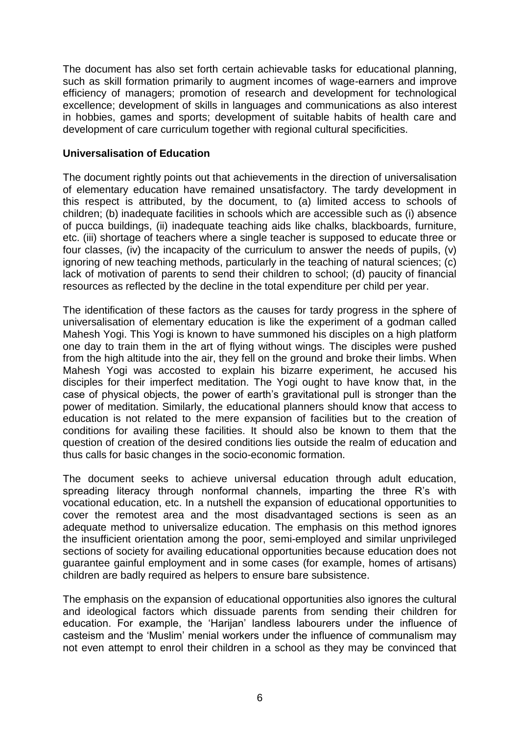The document has also set forth certain achievable tasks for educational planning, such as skill formation primarily to augment incomes of wage-earners and improve efficiency of managers; promotion of research and development for technological excellence; development of skills in languages and communications as also interest in hobbies, games and sports; development of suitable habits of health care and development of care curriculum together with regional cultural specificities.

**Universalisation of Education**

The document rightly points out that achievements in the direction of universalisation of elementary education have remained unsatisfactory. The tardy development in this respect is attributed, by the document, to (a) limited access to schools of children; (b) inadequate facilities in schools which are accessible such as (i) absence of pucca buildings, (ii) inadequate teaching aids like chalks, blackboards, furniture, etc. (iii) shortage of teachers where a single teacher is supposed to educate three or four classes, (iv) the incapacity of the curriculum to answer the needs of pupils, (v) ignoring of new teaching methods, particularly in the teaching of natural sciences; (c) lack of motivation of parents to send their children to school; (d) paucity of financial resources as reflected by the decline in the total expenditure per child per year.

The identification of these factors as the causes for tardy progress in the sphere of universalisation of elementary education is like the experiment of a godman called Mahesh Yogi. This Yogi is known to have summoned his disciples on a high platform one day to train them in the art of flying without wings. The disciples were pushed from the high altitude into the air, they fell on the ground and broke their limbs. When Mahesh Yogi was accosted to explain his bizarre experiment, he accused his disciples for their imperfect meditation. The Yogi ought to have know that, in the case of physical objects, the power of earth's gravitational pull is stronger than the power of meditation. Similarly, the educational planners should know that access to education is not related to the mere expansion of facilities but to the creation of conditions for availing these facilities. It should also be known to them that the question of creation of the desired conditions lies outside the realm of education and thus calls for basic changes in the socio-economic formation.

The document seeks to achieve universal education through adult education, spreading literacy through nonformal channels, imparting the three R's with vocational education, etc. In a nutshell the expansion of educational opportunities to cover the remotest area and the most disadvantaged sections is seen as an adequate method to universalize education. The emphasis on this method ignores the insufficient orientation among the poor, semi-employed and similar unprivileged sections of society for availing educational opportunities because education does not guarantee gainful employment and in some cases (for example, homes of artisans) children are badly required as helpers to ensure bare subsistence.

The emphasis on the expansion of educational opportunities also ignores the cultural and ideological factors which dissuade parents from sending their children for education. For example, the 'Harijan' landless labourers under the influence of casteism and the 'Muslim' menial workers under the influence of communalism may not even attempt to enrol their children in a school as they may be convinced that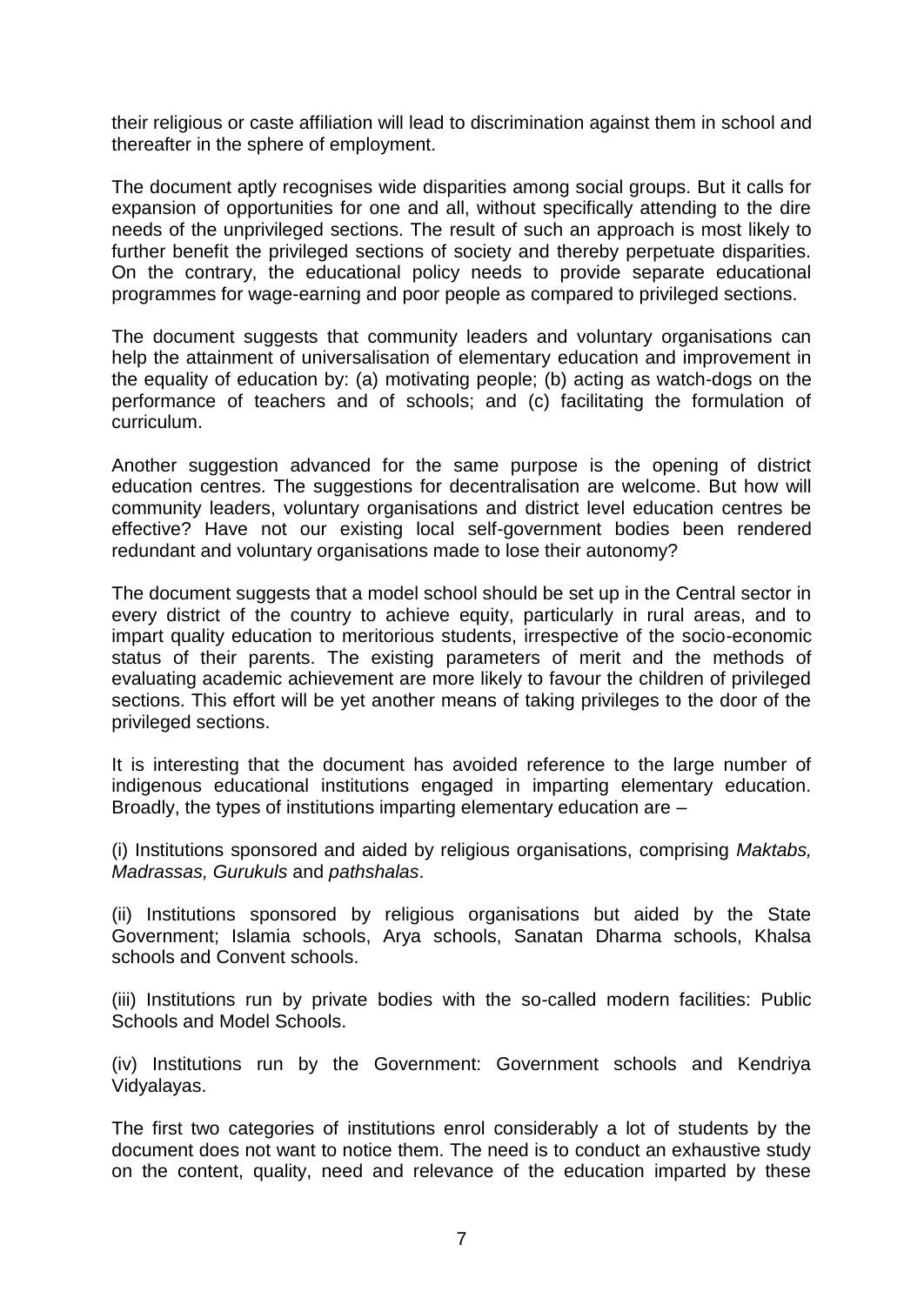their religious or caste affiliation will lead to discrimination against them in school and thereafter in the sphere of employment.

The document aptly recognises wide disparities among social groups. But it calls for expansion of opportunities for one and all, without specifically attending to the dire needs of the unprivileged sections. The result of such an approach is most likely to further benefit the privileged sections of society and thereby perpetuate disparities. On the contrary, the educational policy needs to provide separate educational programmes for wage-earning and poor people as compared to privileged sections.

The document suggests that community leaders and voluntary organisations can help the attainment of universalisation of elementary education and improvement in the equality of education by: (a) motivating people; (b) acting as watch-dogs on the performance of teachers and of schools; and (c) facilitating the formulation of curriculum.

Another suggestion advanced for the same purpose is the opening of district education centres. The suggestions for decentralisation are welcome. But how will community leaders, voluntary organisations and district level education centres be effective? Have not our existing local self-government bodies been rendered redundant and voluntary organisations made to lose their autonomy?

The document suggests that a model school should be set up in the Central sector in every district of the country to achieve equity, particularly in rural areas, and to impart quality education to meritorious students, irrespective of the socio-economic status of their parents. The existing parameters of merit and the methods of evaluating academic achievement are more likely to favour the children of privileged sections. This effort will be yet another means of taking privileges to the door of the privileged sections.

It is interesting that the document has avoided reference to the large number of indigenous educational institutions engaged in imparting elementary education. Broadly, the types of institutions imparting elementary education are –

(i) Institutions sponsored and aided by religious organisations, comprising *Maktabs, Madrassas, Gurukuls* and *pathshalas*.

(ii) Institutions sponsored by religious organisations but aided by the State Government; Islamia schools, Arya schools, Sanatan Dharma schools, Khalsa schools and Convent schools.

(iii) Institutions run by private bodies with the so-called modern facilities: Public Schools and Model Schools.

(iv) Institutions run by the Government: Government schools and Kendriya Vidyalayas.

The first two categories of institutions enrol considerably a lot of students by the document does not want to notice them. The need is to conduct an exhaustive study on the content, quality, need and relevance of the education imparted by these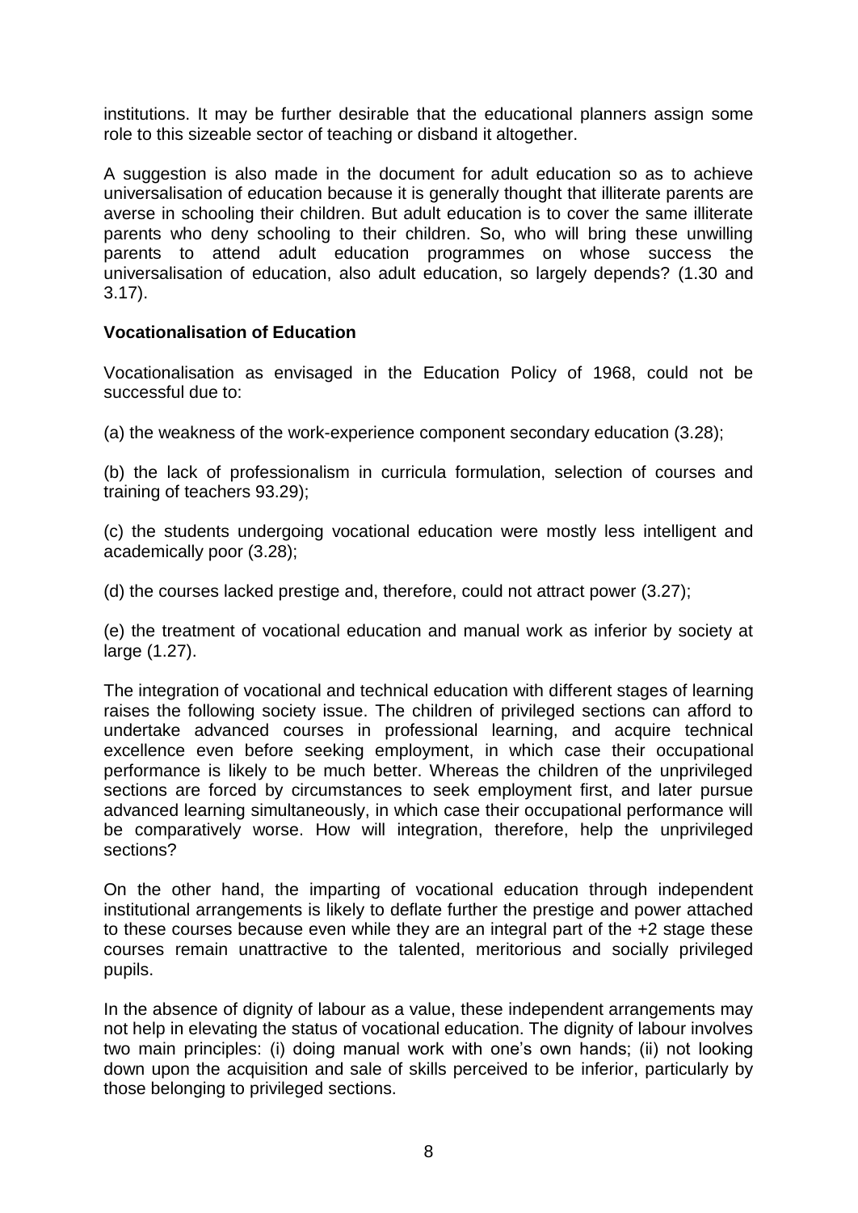institutions. It may be further desirable that the educational planners assign some role to this sizeable sector of teaching or disband it altogether.

A suggestion is also made in the document for adult education so as to achieve universalisation of education because it is generally thought that illiterate parents are averse in schooling their children. But adult education is to cover the same illiterate parents who deny schooling to their children. So, who will bring these unwilling parents to attend adult education programmes on whose success the universalisation of education, also adult education, so largely depends? (1.30 and 3.17).

**Vocationalisation of Education**

Vocationalisation as envisaged in the Education Policy of 1968, could not be successful due to:

(a) the weakness of the work-experience component secondary education (3.28);

(b) the lack of professionalism in curricula formulation, selection of courses and training of teachers 93.29);

(c) the students undergoing vocational education were mostly less intelligent and academically poor (3.28);

(d) the courses lacked prestige and, therefore, could not attract power (3.27);

(e) the treatment of vocational education and manual work as inferior by society at large (1.27).

The integration of vocational and technical education with different stages of learning raises the following society issue. The children of privileged sections can afford to undertake advanced courses in professional learning, and acquire technical excellence even before seeking employment, in which case their occupational performance is likely to be much better. Whereas the children of the unprivileged sections are forced by circumstances to seek employment first, and later pursue advanced learning simultaneously, in which case their occupational performance will be comparatively worse. How will integration, therefore, help the unprivileged sections?

On the other hand, the imparting of vocational education through independent institutional arrangements is likely to deflate further the prestige and power attached to these courses because even while they are an integral part of the +2 stage these courses remain unattractive to the talented, meritorious and socially privileged pupils.

In the absence of dignity of labour as a value, these independent arrangements may not help in elevating the status of vocational education. The dignity of labour involves two main principles: (i) doing manual work with one's own hands; (ii) not looking down upon the acquisition and sale of skills perceived to be inferior, particularly by those belonging to privileged sections.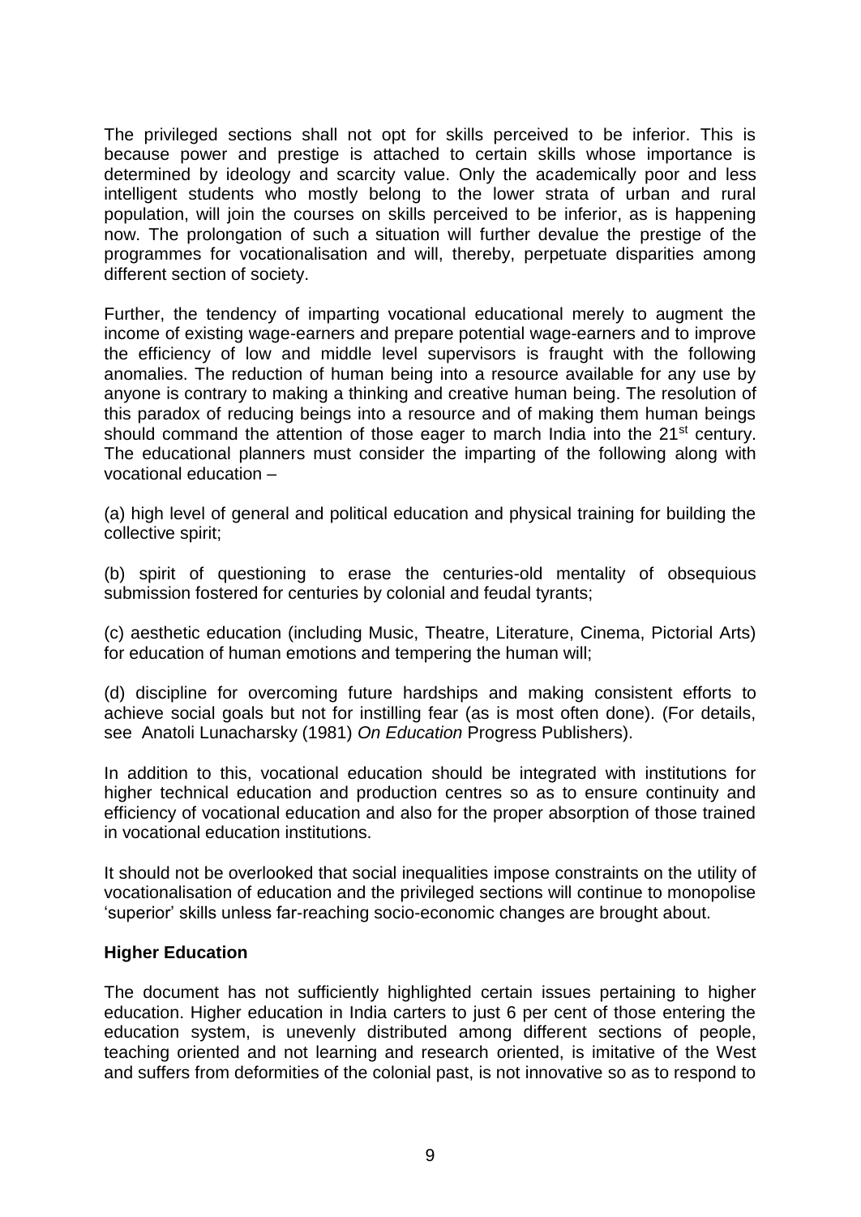The privileged sections shall not opt for skills perceived to be inferior. This is because power and prestige is attached to certain skills whose importance is determined by ideology and scarcity value. Only the academically poor and less intelligent students who mostly belong to the lower strata of urban and rural population, will join the courses on skills perceived to be inferior, as is happening now. The prolongation of such a situation will further devalue the prestige of the programmes for vocationalisation and will, thereby, perpetuate disparities among different section of society.

Further, the tendency of imparting vocational educational merely to augment the income of existing wage-earners and prepare potential wage-earners and to improve the efficiency of low and middle level supervisors is fraught with the following anomalies. The reduction of human being into a resource available for any use by anyone is contrary to making a thinking and creative human being. The resolution of this paradox of reducing beings into a resource and of making them human beings should command the attention of those eager to march India into the 21st century. The educational planners must consider the imparting of the following along with vocational education –

(a) high level of general and political education and physical training for building the collective spirit;

(b) spirit of questioning to erase the centuries-old mentality of obsequious submission fostered for centuries by colonial and feudal tyrants;

(c) aesthetic education (including Music, Theatre, Literature, Cinema, Pictorial Arts) for education of human emotions and tempering the human will;

(d) discipline for overcoming future hardships and making consistent efforts to achieve social goals but not for instilling fear (as is most often done). (For details, see Anatoli Lunacharsky (1981) *On Education* Progress Publishers).

In addition to this, vocational education should be integrated with institutions for higher technical education and production centres so as to ensure continuity and efficiency of vocational education and also for the proper absorption of those trained in vocational education institutions.

It should not be overlooked that social inequalities impose constraints on the utility of vocationalisation of education and the privileged sections will continue to monopolise 'superior' skills unless far-reaching socio-economic changes are brought about.

**Higher Education**

The document has not sufficiently highlighted certain issues pertaining to higher education. Higher education in India carters to just 6 per cent of those entering the education system, is unevenly distributed among different sections of people, teaching oriented and not learning and research oriented, is imitative of the West and suffers from deformities of the colonial past, is not innovative so as to respond to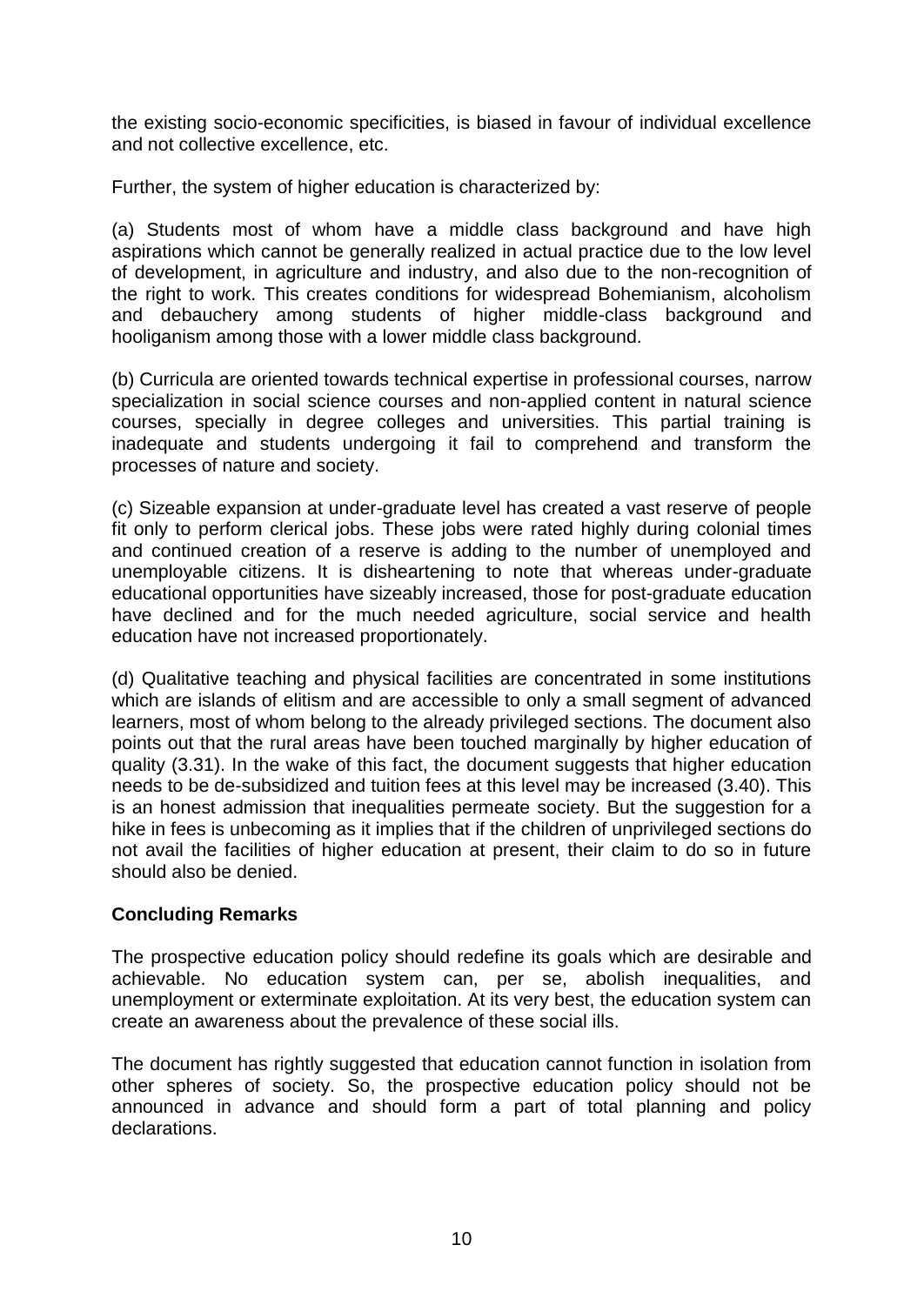the existing socio-economic specificities, is biased in favour of individual excellence and not collective excellence, etc.

Further, the system of higher education is characterized by:

(a) Students most of whom have a middle class background and have high aspirations which cannot be generally realized in actual practice due to the low level of development, in agriculture and industry, and also due to the non-recognition of the right to work. This creates conditions for widespread Bohemianism, alcoholism and debauchery among students of higher middle-class background and hooliganism among those with a lower middle class background.

(b) Curricula are oriented towards technical expertise in professional courses, narrow specialization in social science courses and non-applied content in natural science courses, specially in degree colleges and universities. This partial training is inadequate and students undergoing it fail to comprehend and transform the processes of nature and society.

(c) Sizeable expansion at under-graduate level has created a vast reserve of people fit only to perform clerical jobs. These jobs were rated highly during colonial times and continued creation of a reserve is adding to the number of unemployed and unemployable citizens. It is disheartening to note that whereas under-graduate educational opportunities have sizeably increased, those for post-graduate education have declined and for the much needed agriculture, social service and health education have not increased proportionately.

(d) Qualitative teaching and physical facilities are concentrated in some institutions which are islands of elitism and are accessible to only a small segment of advanced learners, most of whom belong to the already privileged sections. The document also points out that the rural areas have been touched marginally by higher education of quality (3.31). In the wake of this fact, the document suggests that higher education needs to be de-subsidized and tuition fees at this level may be increased (3.40). This is an honest admission that inequalities permeate society. But the suggestion for a hike in fees is unbecoming as it implies that if the children of unprivileged sections do not avail the facilities of higher education at present, their claim to do so in future should also be denied.

**Concluding Remarks**

The prospective education policy should redefine its goals which are desirable and achievable. No education system can, per se, abolish inequalities, and unemployment or exterminate exploitation. At its very best, the education system can create an awareness about the prevalence of these social ills.

The document has rightly suggested that education cannot function in isolation from other spheres of society. So, the prospective education policy should not be announced in advance and should form a part of total planning and policy declarations.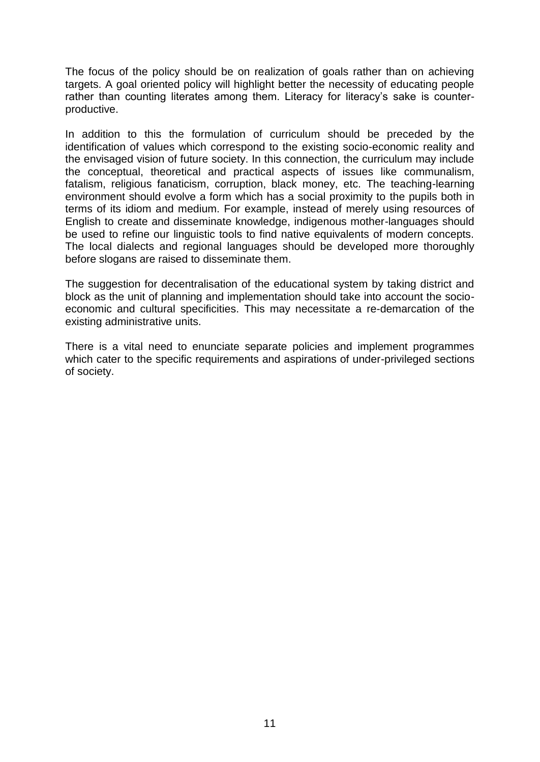The focus of the policy should be on realization of goals rather than on achieving targets. A goal oriented policy will highlight better the necessity of educating people rather than counting literates among them. Literacy for literacy's sake is counter-productive.

In addition to this the formulation of curriculum should be preceded by the identification of values which correspond to the existing socio-economic reality and the envisaged vision of future society. In this connection, the curriculum may include the conceptual, theoretical and practical aspects of issues like communalism, fatalism, religious fanaticism, corruption, black money, etc. The teaching-learning environment should evolve a form which has a social proximity to the pupils both in terms of its idiom and medium. For example, instead of merely using resources of English to create and disseminate knowledge, indigenous mother-languages should be used to refine our linguistic tools to find native equivalents of modern concepts. The local dialects and regional languages should be developed more thoroughly before slogans are raised to disseminate them.

The suggestion for decentralisation of the educational system by taking district and block as the unit of planning and implementation should take into account the socio-economic and cultural specificities. This may necessitate a re-demarcation of the existing administrative units.

There is a vital need to enunciate separate policies and implement programmes which cater to the specific requirements and aspirations of under-privileged sections of society.